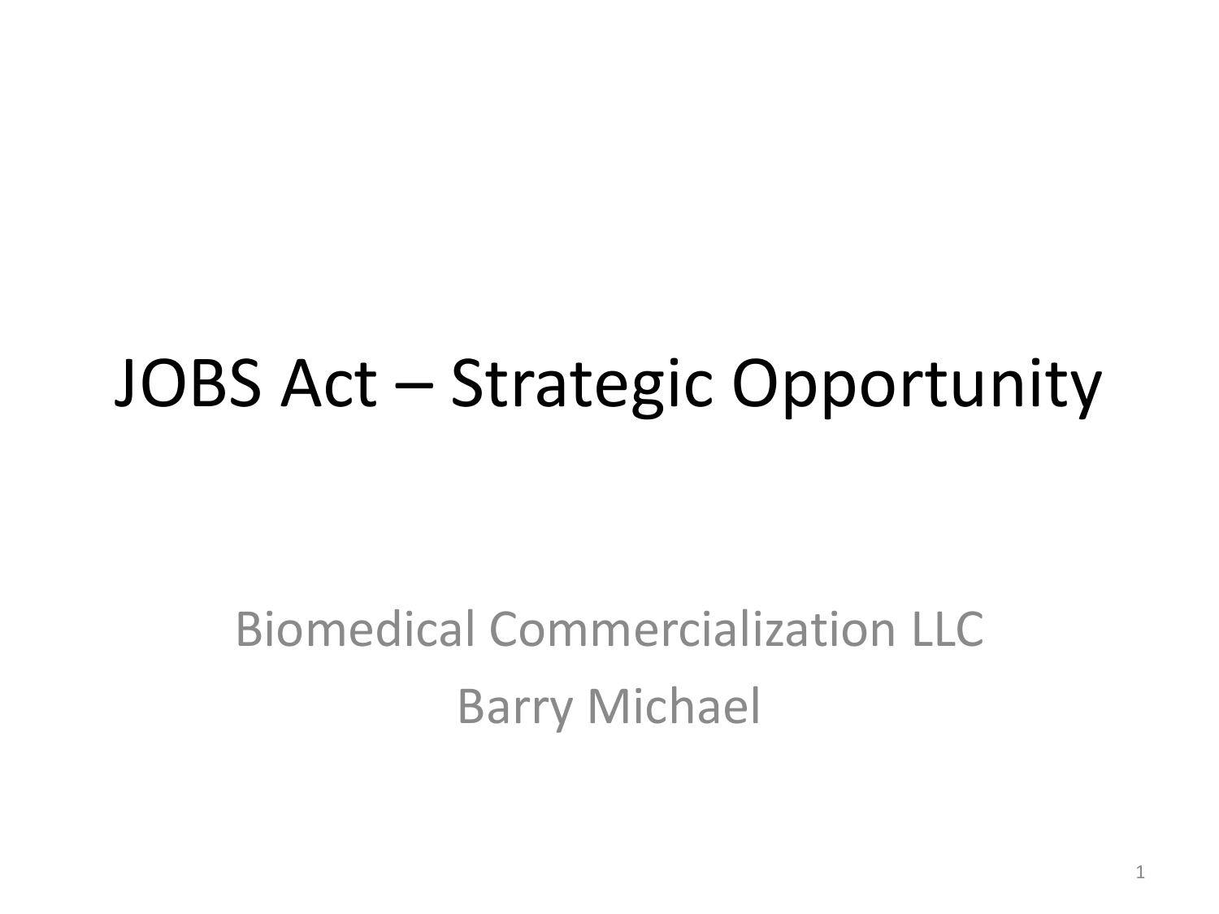# JOBS Act – Strategic Opportunity

Biomedical Commercialization LLC

Barry Michael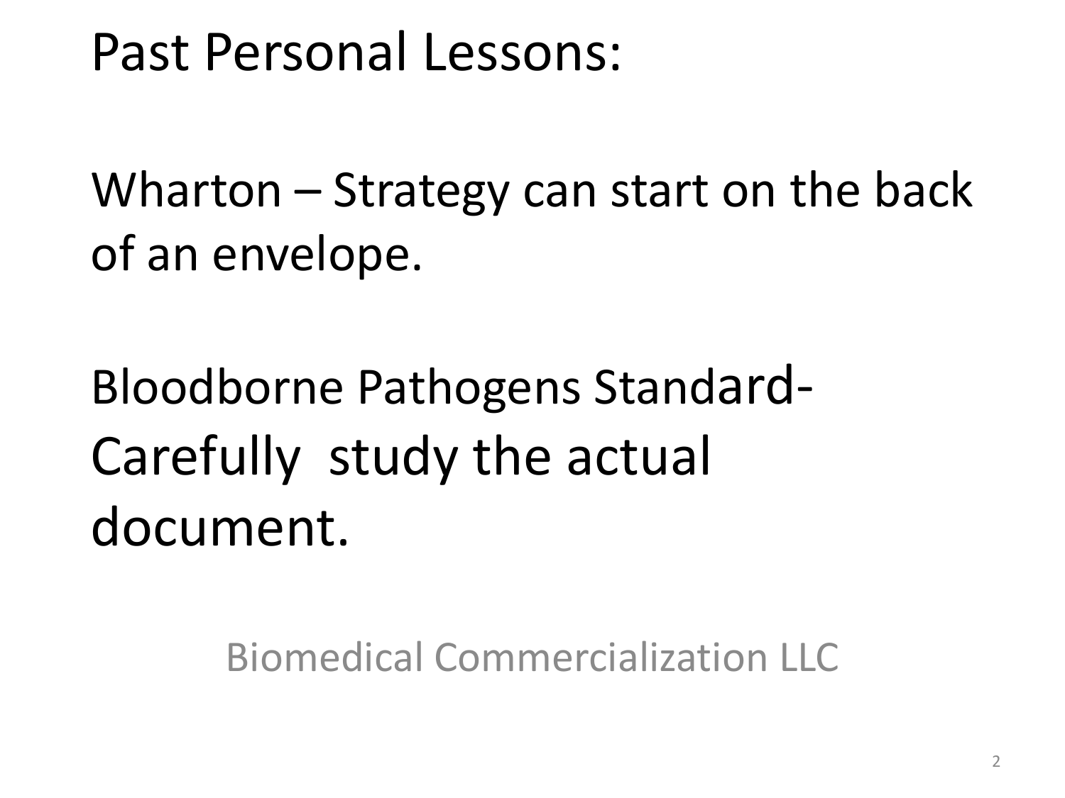# Past Personal Lessons:

Wharton – Strategy can start on the back of an envelope.

Bloodborne Pathogens Standard- Carefully study the actual document.

Biomedical Commercialization LLC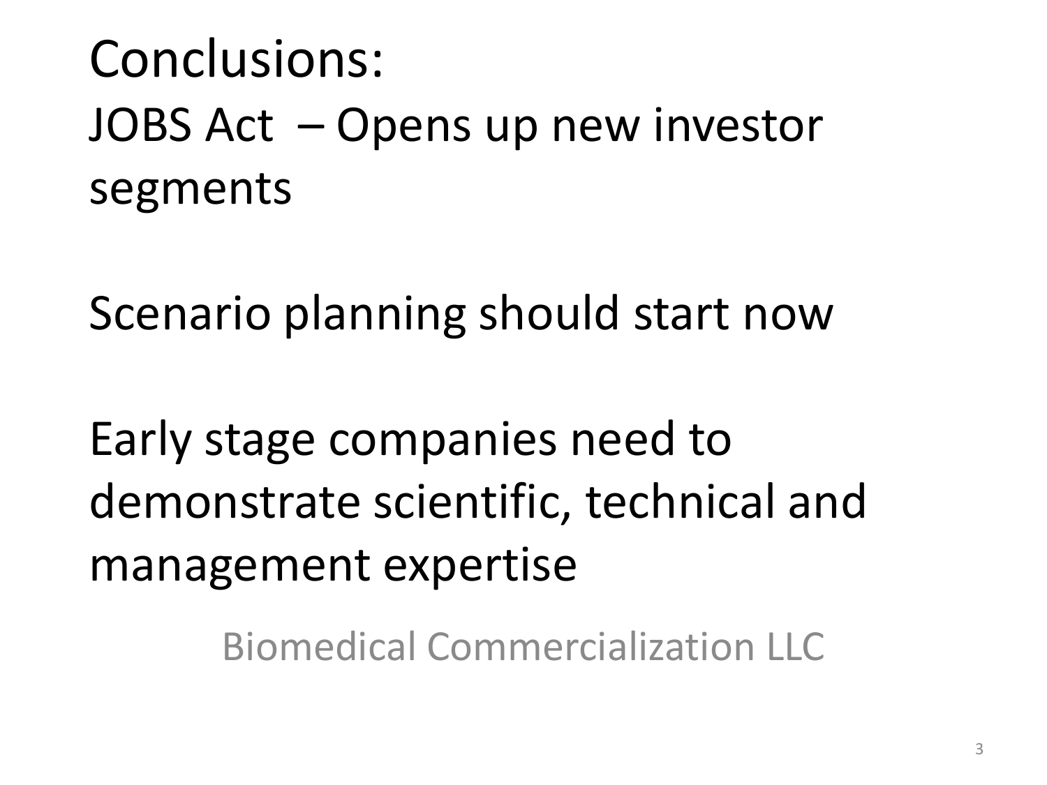# Conclusions:

JOBS Act – Opens up new investor segments

Scenario planning should start now

Early stage companies need to demonstrate scientific, technical and management expertise

Biomedical Commercialization LLC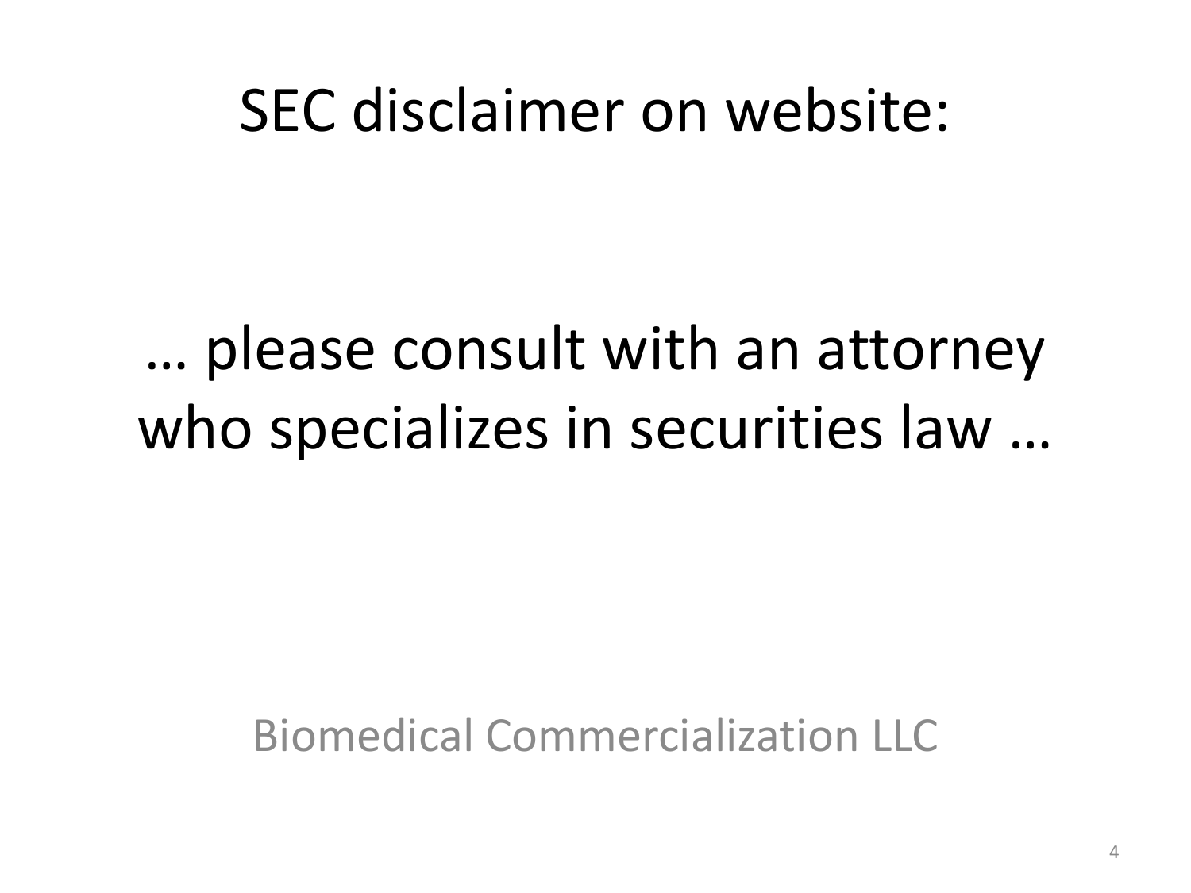# SEC disclaimer on website:

… please consult with an attorney who specializes in securities law …

Biomedical Commercialization LLC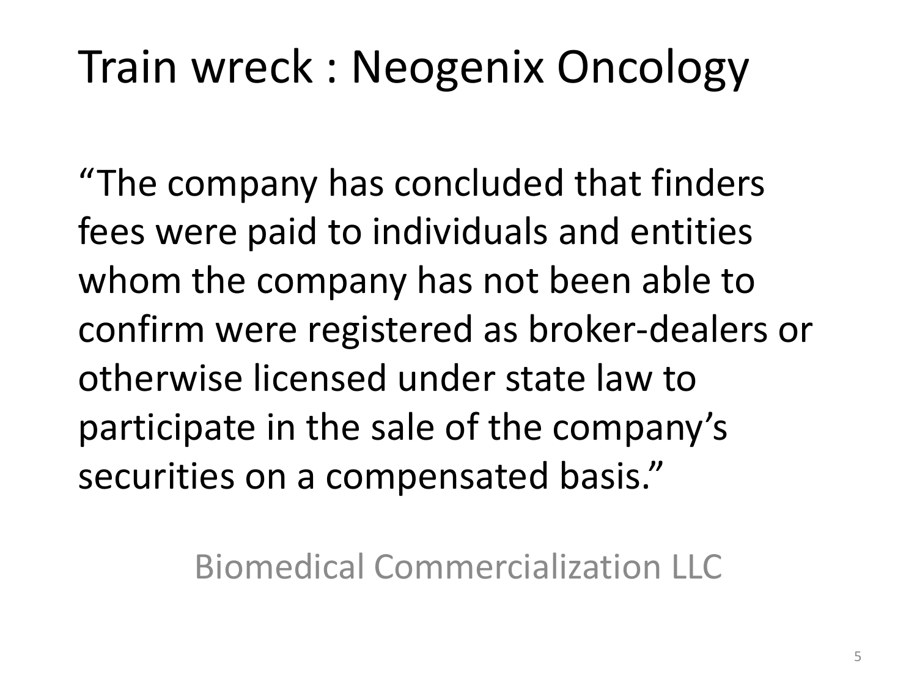# Train wreck : Neogenix Oncology

"The company has concluded that finders fees were paid to individuals and entities whom the company has not been able to confirm were registered as broker-dealers or otherwise licensed under state law to participate in the sale of the company's securities on a compensated basis."

Biomedical Commercialization LLC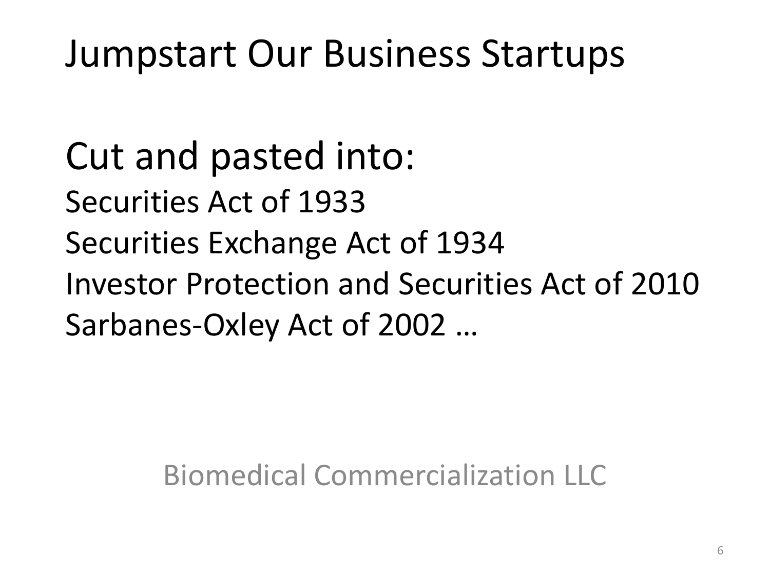# Jumpstart Our Business Startups

## Cut and pasted into:

Securities Act of 1933

Securities Exchange Act of 1934

Investor Protection and Securities Act of 2010

Sarbanes-Oxley Act of 2002 …

Biomedical Commercialization LLC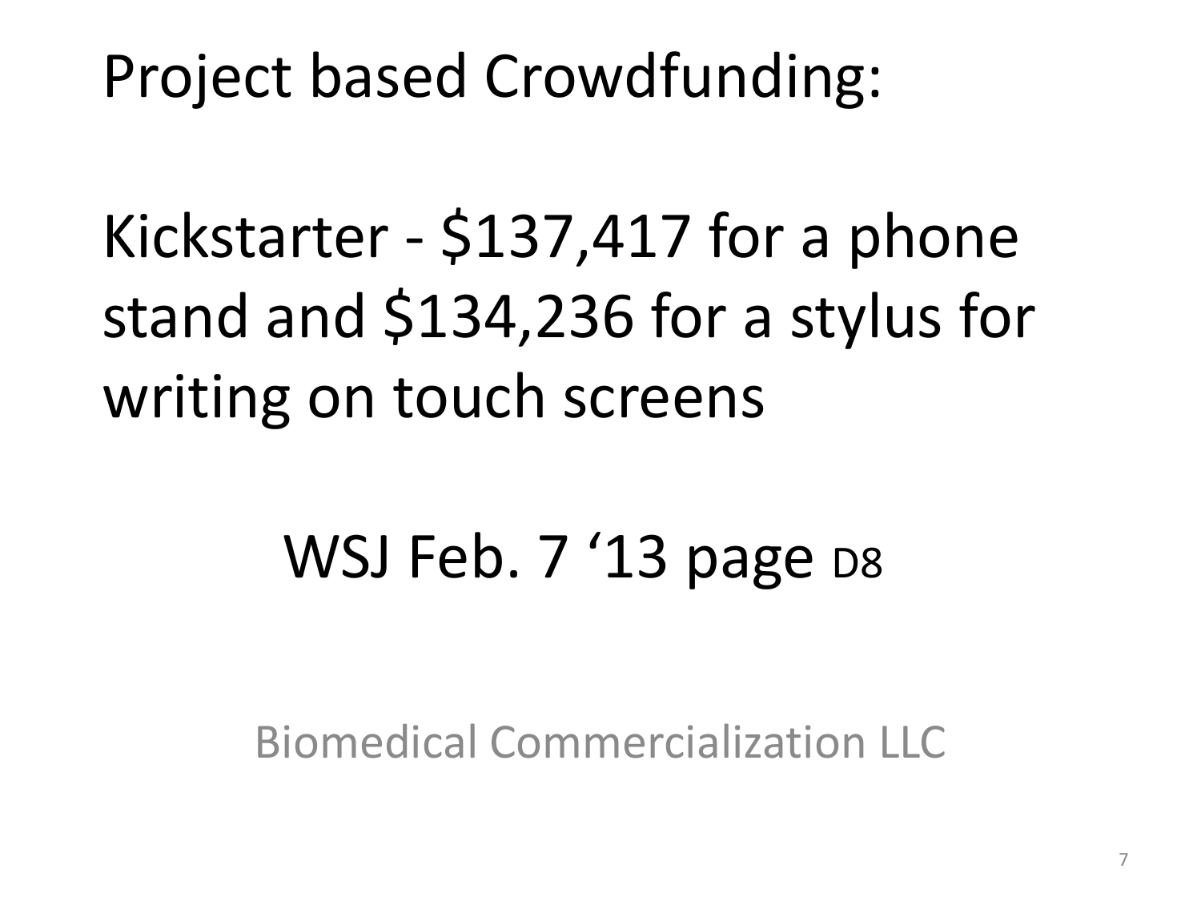# Project based Crowdfunding:

Kickstarter - $137,417 for a phone stand and $134,236 for a stylus for writing on touch screens

WSJ Feb. 7 '13 page D8

Biomedical Commercialization LLC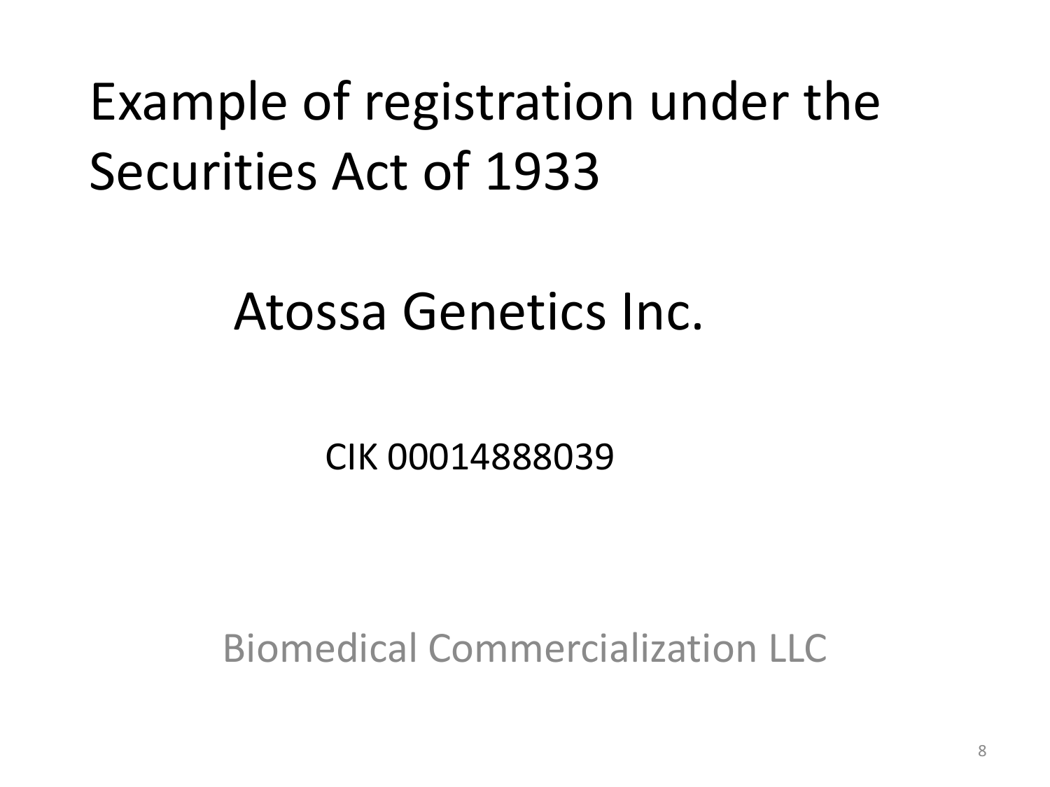# Example of registration under the Securities Act of 1933

## Atossa Genetics Inc.

CIK 00014888039

Biomedical Commercialization LLC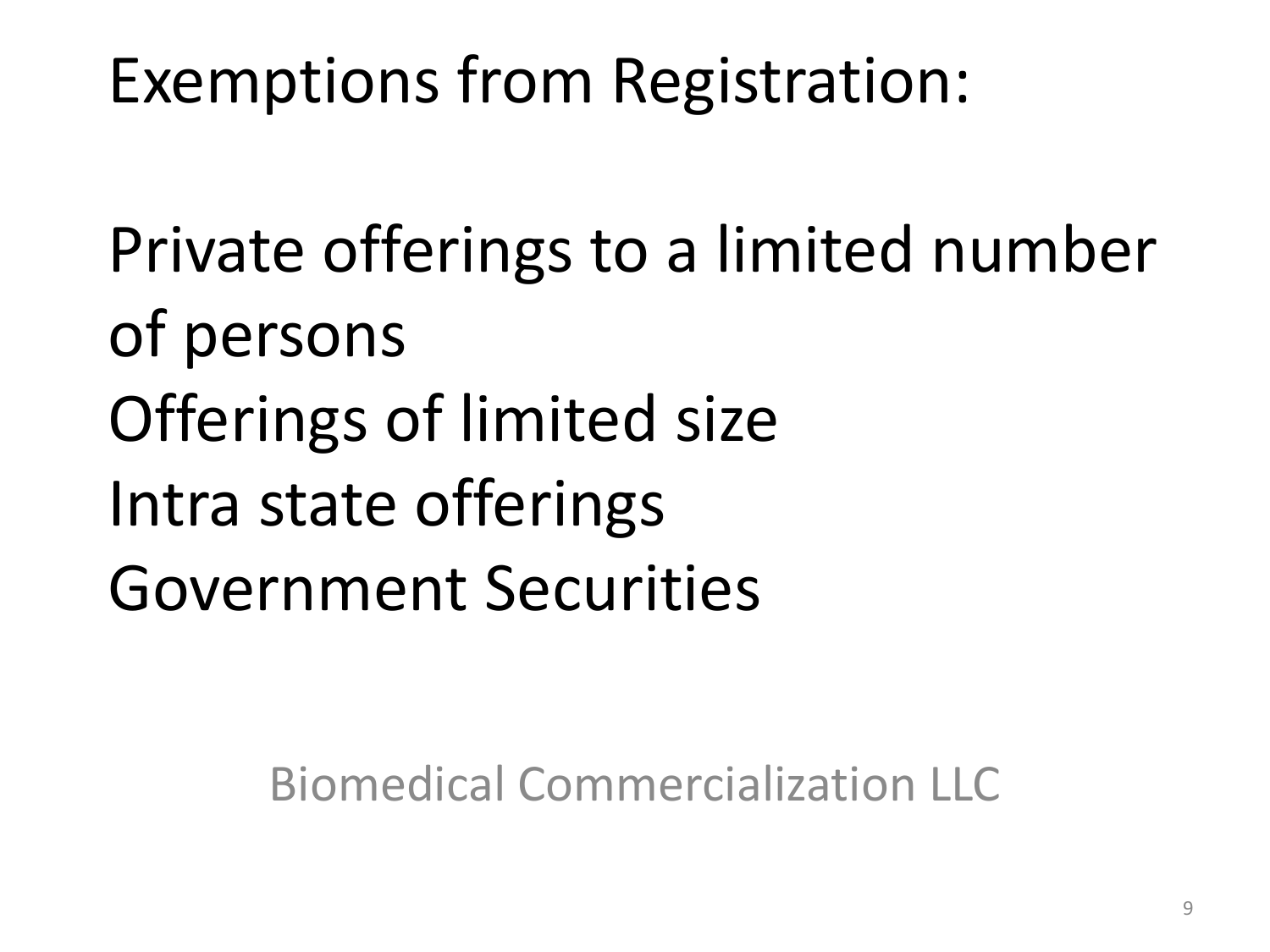# Exemptions from Registration:

Private offerings to a limited number of persons
Offerings of limited size
Intra state offerings
Government Securities

Biomedical Commercialization LLC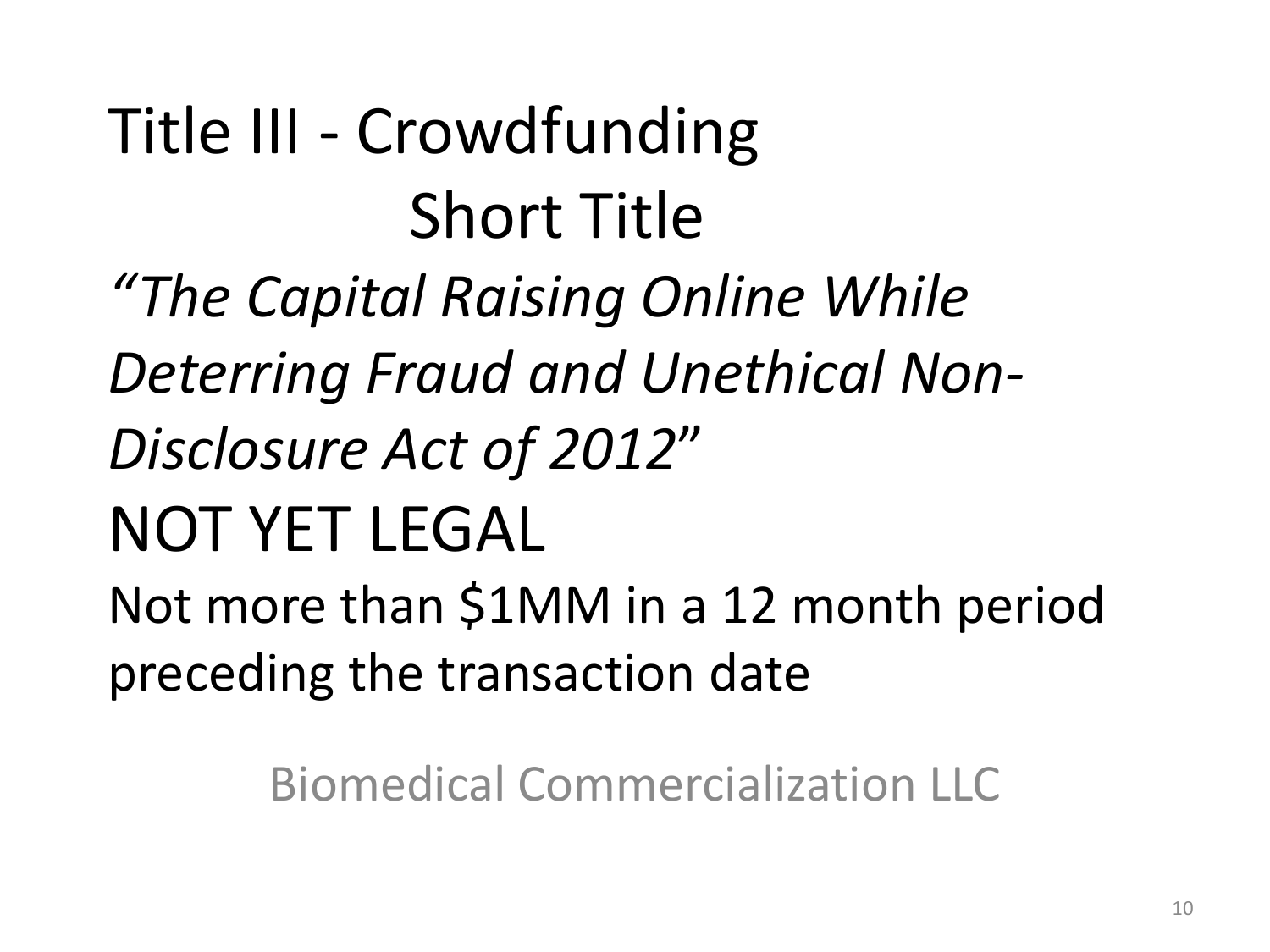# Title III - Crowdfunding

## Short Title

*"The Capital Raising Online While Deterring Fraud and Unethical Non-Disclosure Act of 2012"*

NOT YET LEGAL

Not more than $1MM in a 12 month period preceding the transaction date

Biomedical Commercialization LLC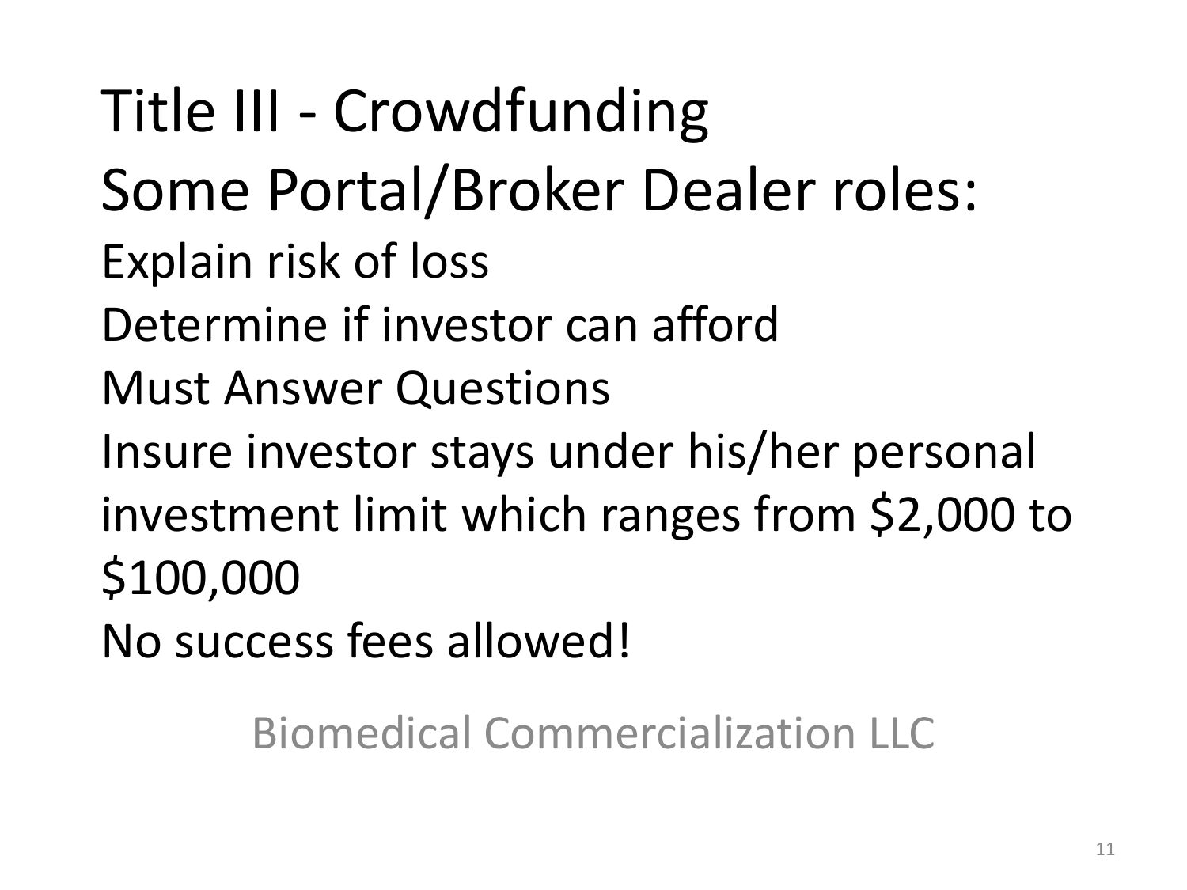# Title III - Crowdfunding

## Some Portal/Broker Dealer roles:

Explain risk of loss

Determine if investor can afford

Must Answer Questions

Insure investor stays under his/her personal investment limit which ranges from $2,000 to $100,000

No success fees allowed!

Biomedical Commercialization LLC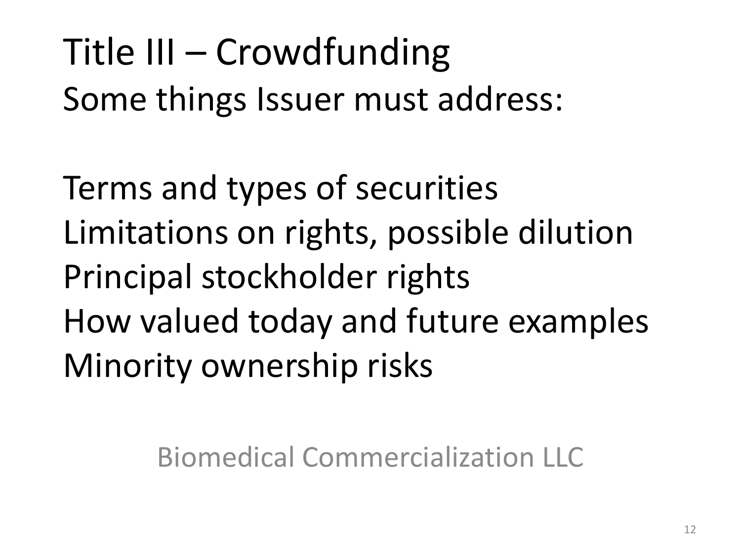# Title III – Crowdfunding

Some things Issuer must address:

- Terms and types of securities
- Limitations on rights, possible dilution
- Principal stockholder rights
- How valued today and future examples
- Minority ownership risks

Biomedical Commercialization LLC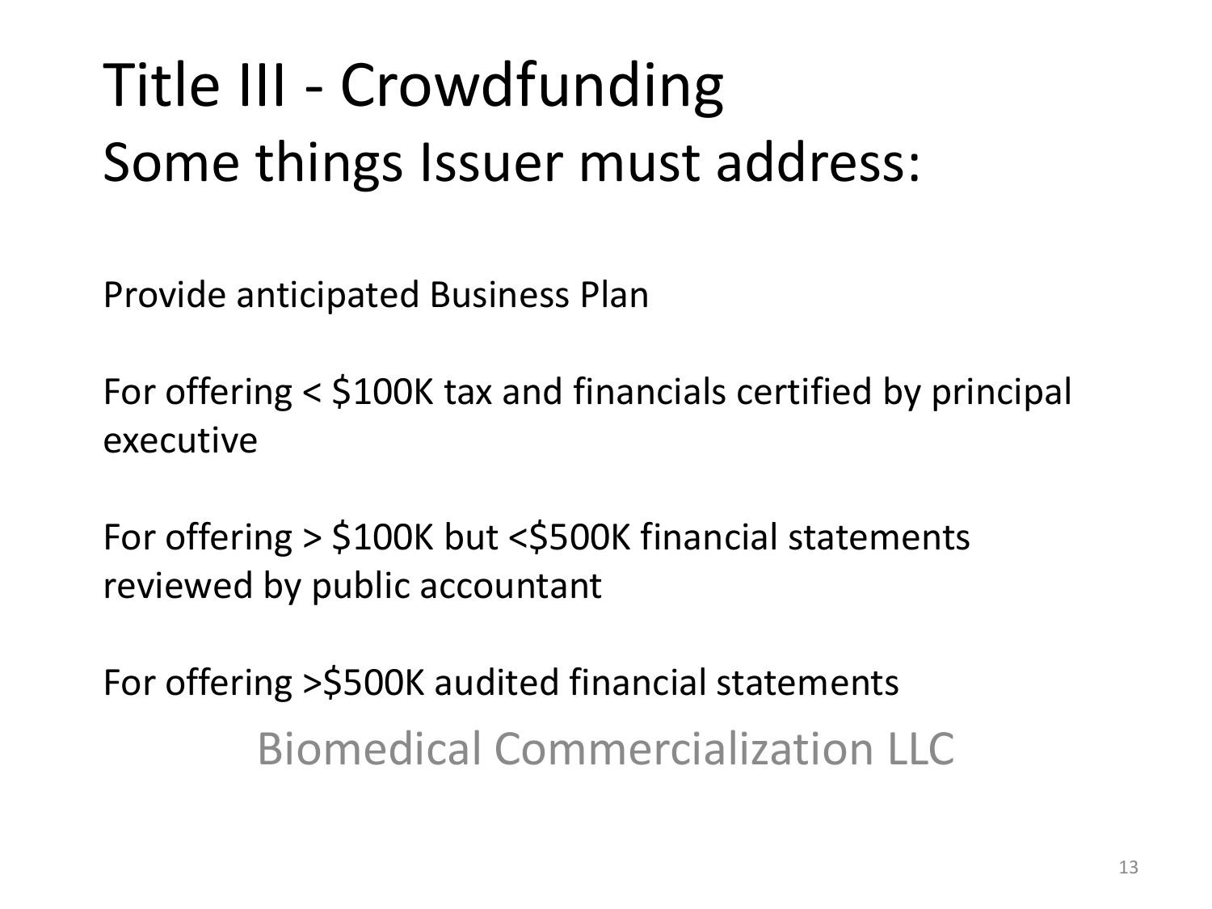# Title III - Crowdfunding

## Some things Issuer must address:

Provide anticipated Business Plan

For offering < $100K tax and financials certified by principal executive

For offering > $100K but <$500K financial statements reviewed by public accountant

For offering >$500K audited financial statements

Biomedical Commercialization LLC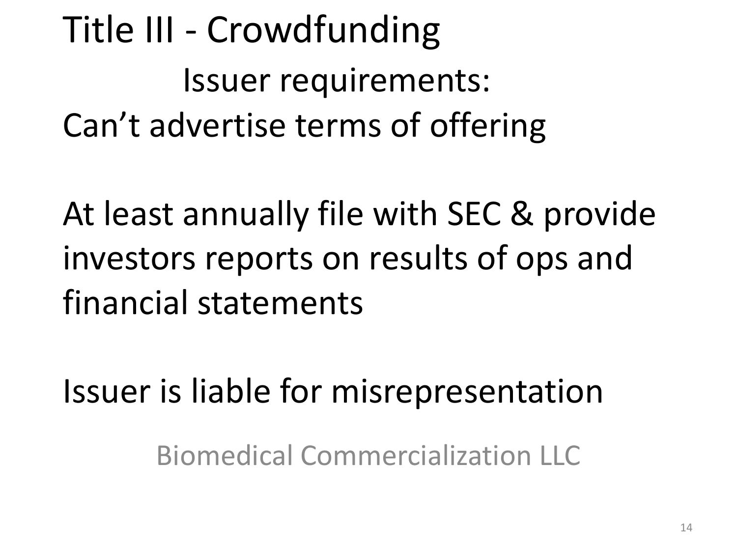# Title III - Crowdfunding

## Issuer requirements:

Can't advertise terms of offering

At least annually file with SEC & provide investors reports on results of ops and financial statements

Issuer is liable for misrepresentation

Biomedical Commercialization LLC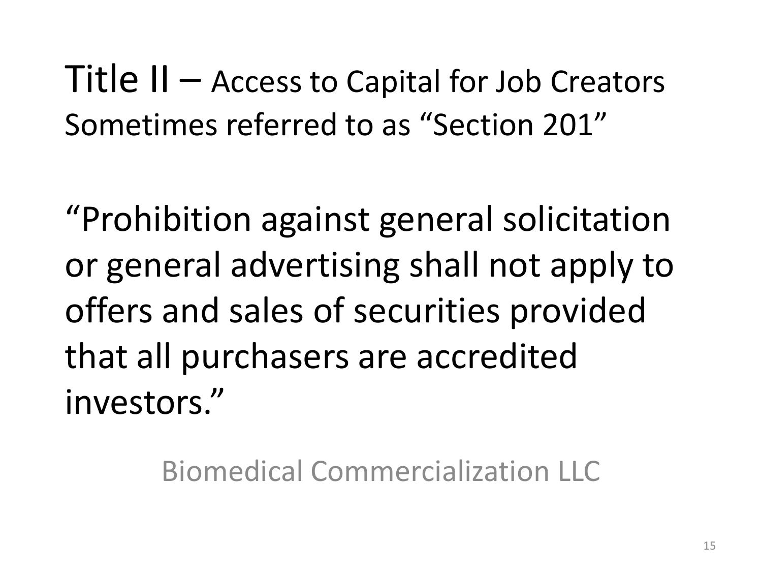# Title II – Access to Capital for Job Creators

Sometimes referred to as "Section 201"

"Prohibition against general solicitation or general advertising shall not apply to offers and sales of securities provided that all purchasers are accredited investors."

Biomedical Commercialization LLC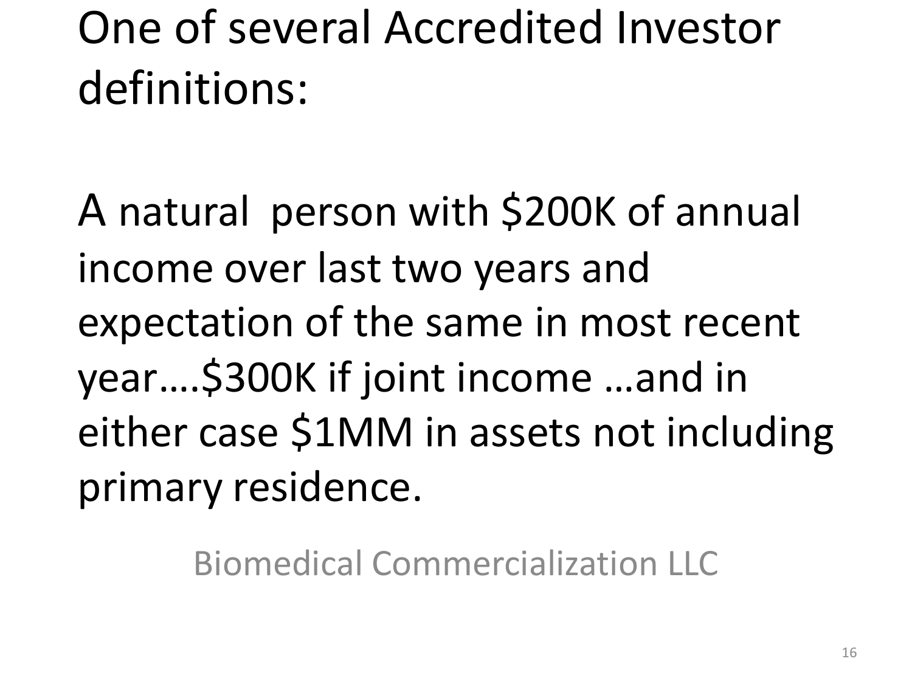One of several Accredited Investor definitions:

A natural person with $200K of annual income over last two years and expectation of the same in most recent year….$300K if joint income …and in either case $1MM in assets not including primary residence.

Biomedical Commercialization LLC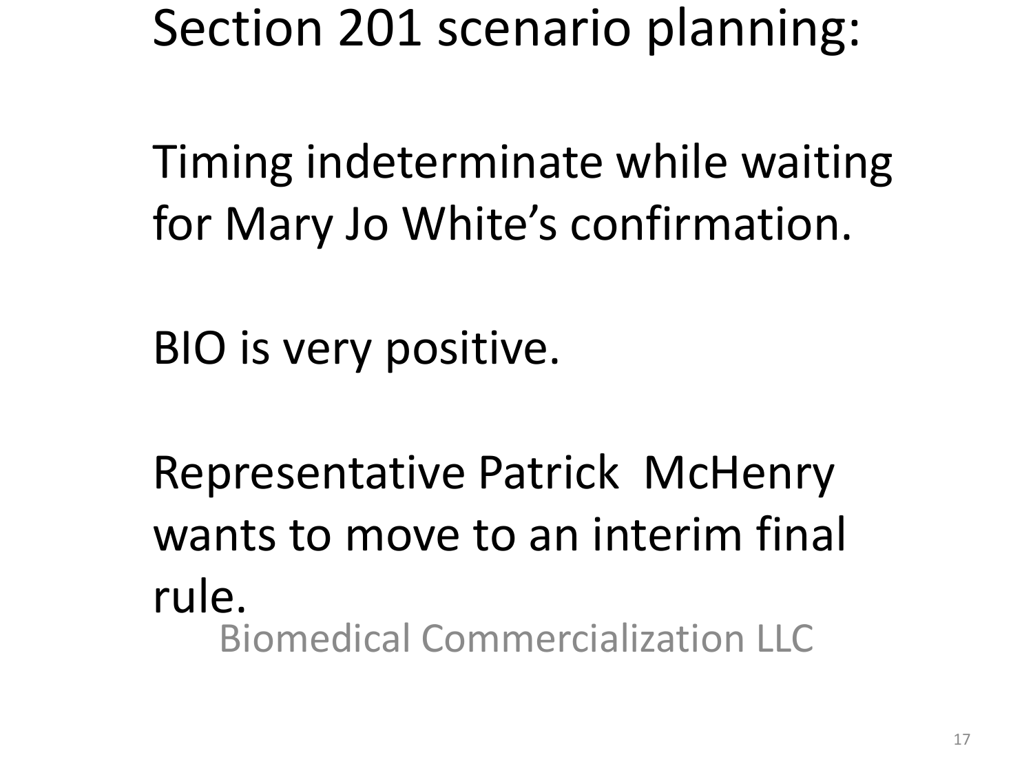# Section 201 scenario planning:

Timing indeterminate while waiting for Mary Jo White's confirmation.

BIO is very positive.

Representative Patrick McHenry wants to move to an interim final rule.

Biomedical Commercialization LLC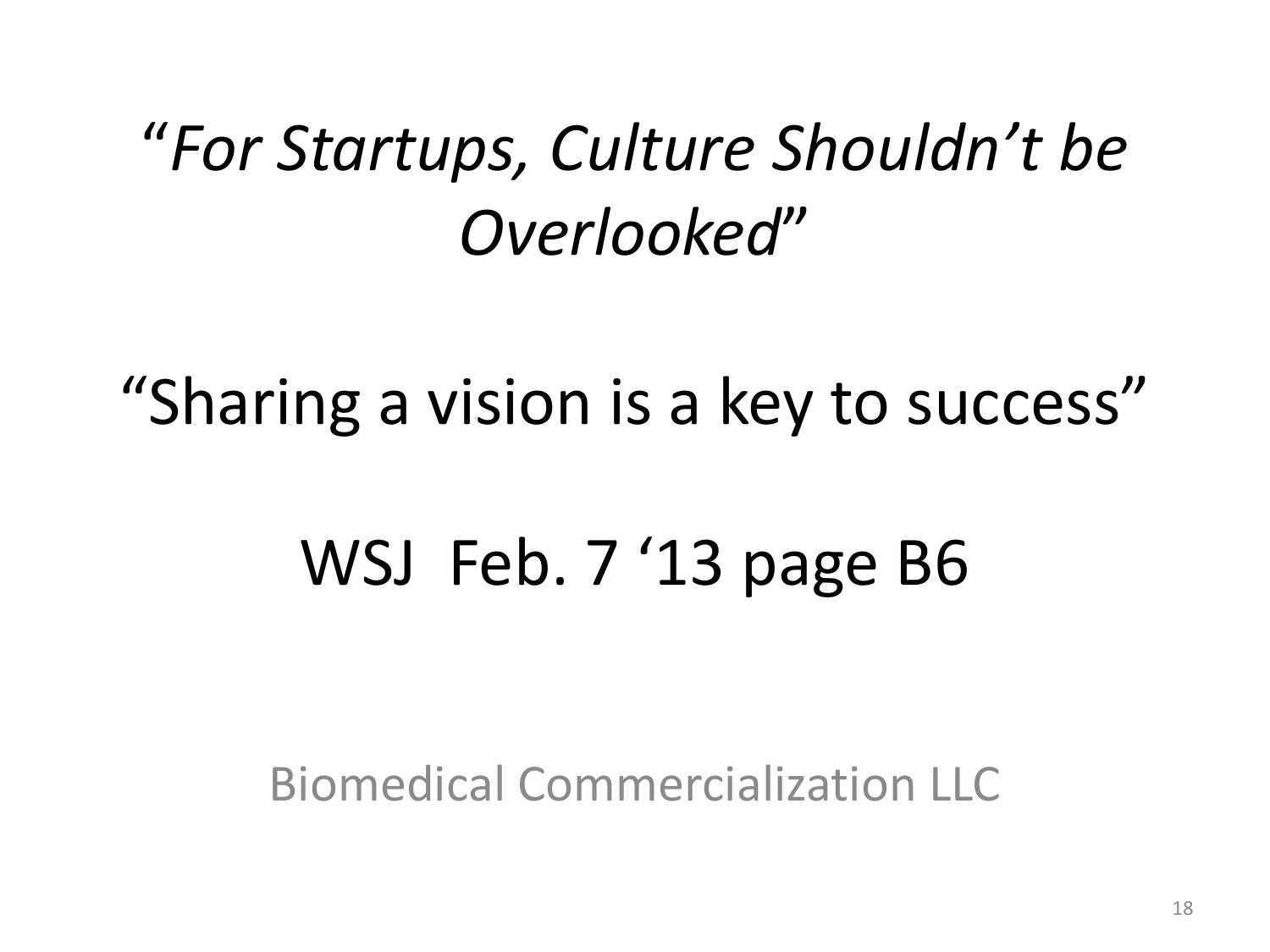# "*For Startups, Culture Shouldn't be Overlooked*"

"Sharing a vision is a key to success"

WSJ Feb. 7 '13 page B6

Biomedical Commercialization LLC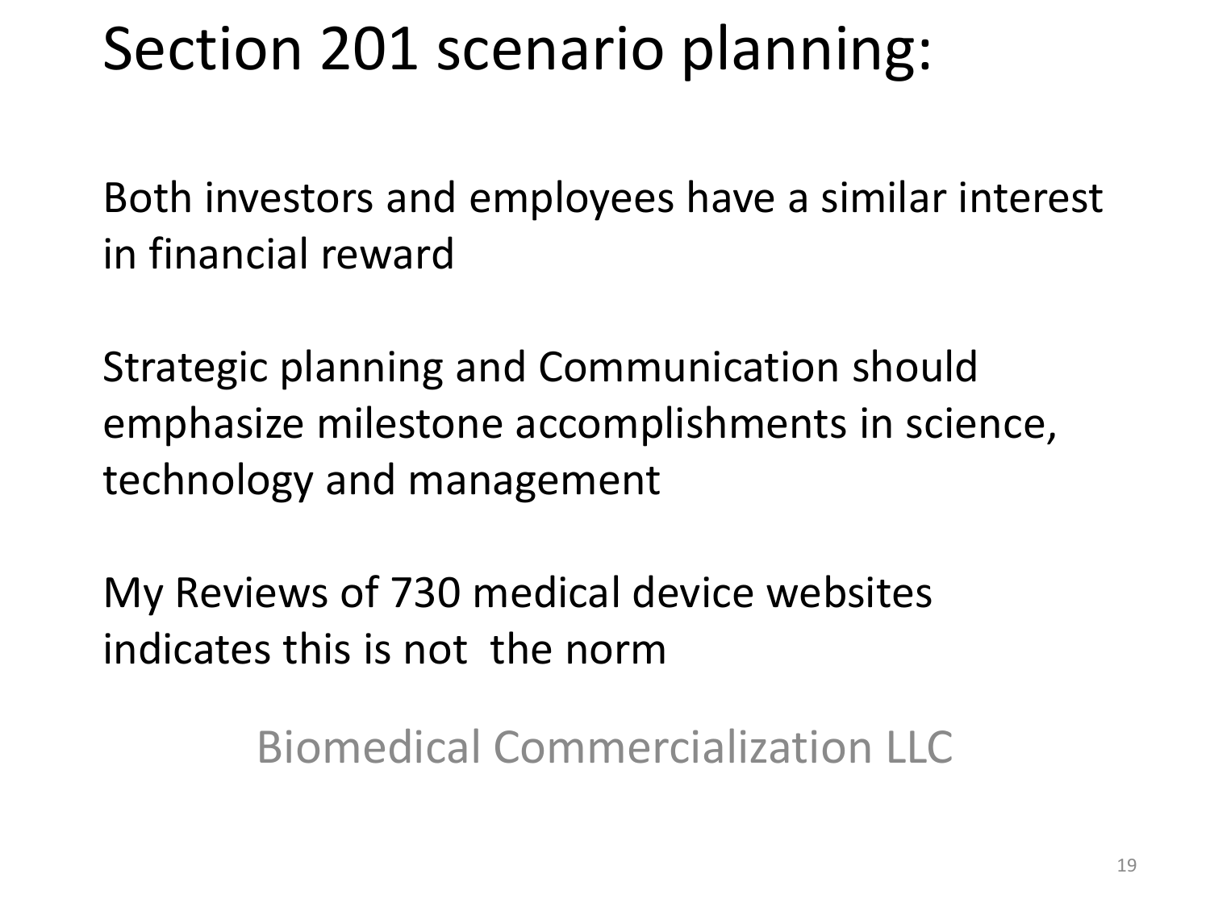# Section 201 scenario planning:

Both investors and employees have a similar interest in financial reward

Strategic planning and Communication should emphasize milestone accomplishments in science, technology and management

My Reviews of 730 medical device websites indicates this is not the norm

Biomedical Commercialization LLC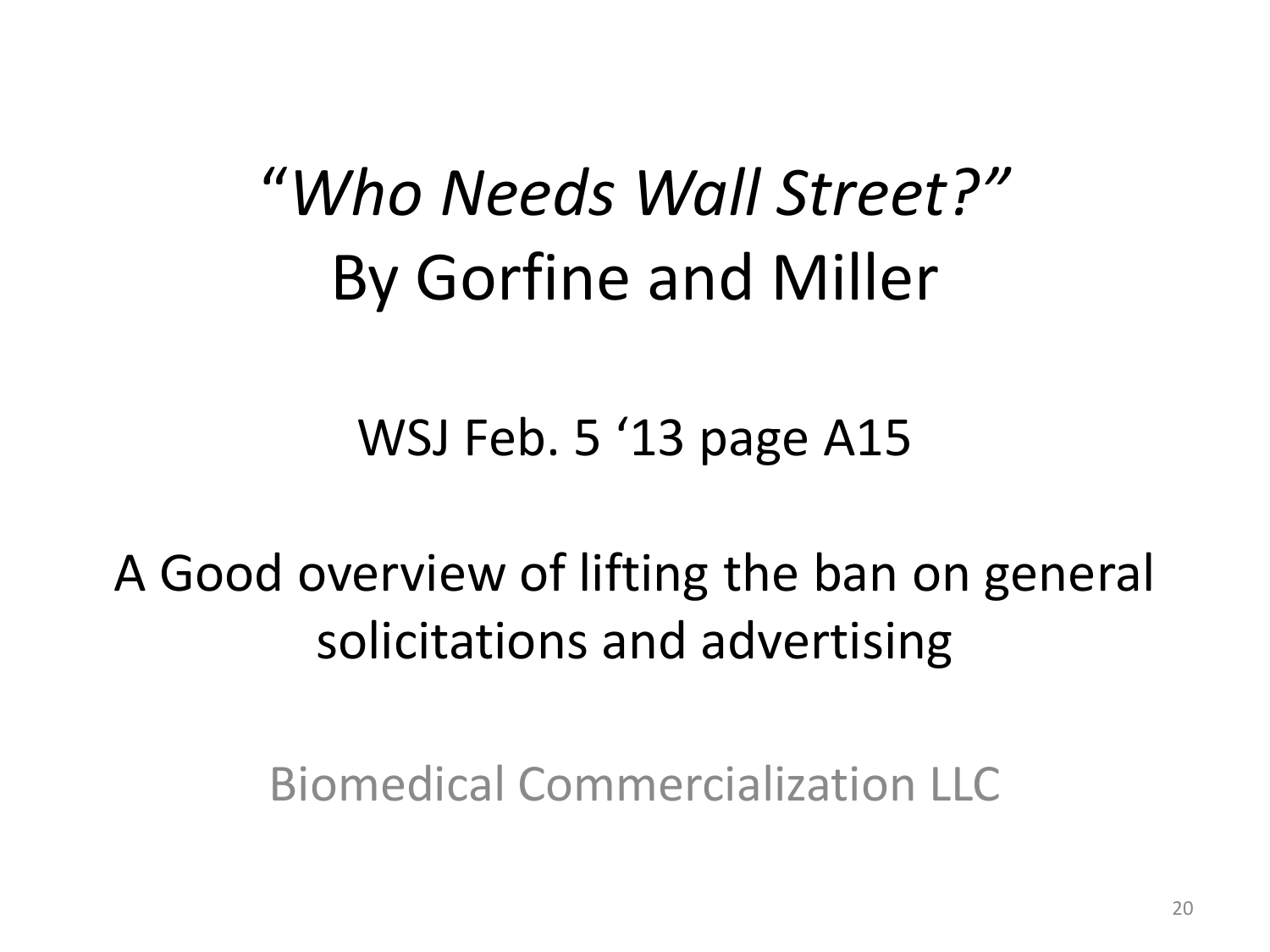# *"Who Needs Wall Street?"* By Gorfine and Miller

WSJ Feb. 5 '13 page A15

A Good overview of lifting the ban on general solicitations and advertising

Biomedical Commercialization LLC